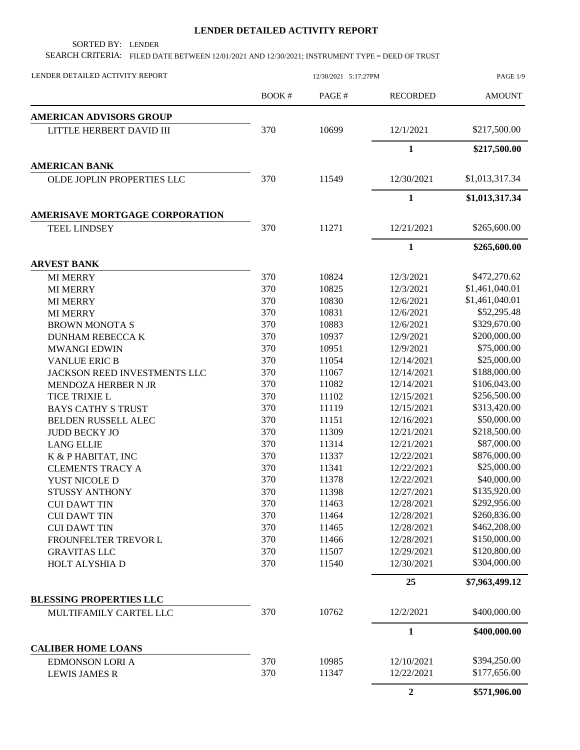# LENDER DETAILED ACTIVITY REPORT

SORTED BY: LENDER

SEARCH CRITERIA: FILED DATE BETWEEN 12/01/2021 AND 12/30/2021; INSTRUMENT TYPE = DEED OF TRUST

LENDER DETAILED ACTIVITY REPORT — 12/30/2021 5:17:27PM

| | BOOK # | PAGE # | RECORDED | AMOUNT |
|---|---|---|---|---|
| **AMERICAN ADVISORS GROUP** | | | | |
| LITTLE HERBERT DAVID III | 370 | 10699 | 12/1/2021 | $217,500.00 |
| | | | **1** | **$217,500.00** |
| **AMERICAN BANK** | | | | |
| OLDE JOPLIN PROPERTIES LLC | 370 | 11549 | 12/30/2021 | $1,013,317.34 |
| | | | **1** | **$1,013,317.34** |
| **AMERISAVE MORTGAGE CORPORATION** | | | | |
| TEEL LINDSEY | 370 | 11271 | 12/21/2021 | $265,600.00 |
| | | | **1** | **$265,600.00** |
| **ARVEST BANK** | | | | |
| MI MERRY | 370 | 10824 | 12/3/2021 | $472,270.62 |
| MI MERRY | 370 | 10825 | 12/3/2021 | $1,461,040.01 |
| MI MERRY | 370 | 10830 | 12/6/2021 | $1,461,040.01 |
| MI MERRY | 370 | 10831 | 12/6/2021 | $52,295.48 |
| BROWN MONOTA S | 370 | 10883 | 12/6/2021 | $329,670.00 |
| DUNHAM REBECCA K | 370 | 10937 | 12/9/2021 | $200,000.00 |
| MWANGI EDWIN | 370 | 10951 | 12/9/2021 | $75,000.00 |
| VANLUE ERIC B | 370 | 11054 | 12/14/2021 | $25,000.00 |
| JACKSON REED INVESTMENTS LLC | 370 | 11067 | 12/14/2021 | $188,000.00 |
| MENDOZA HERBER N JR | 370 | 11082 | 12/14/2021 | $106,043.00 |
| TICE TRIXIE L | 370 | 11102 | 12/15/2021 | $256,500.00 |
| BAYS CATHY S TRUST | 370 | 11119 | 12/15/2021 | $313,420.00 |
| BELDEN RUSSELL ALEC | 370 | 11151 | 12/16/2021 | $50,000.00 |
| JUDD BECKY JO | 370 | 11309 | 12/21/2021 | $218,500.00 |
| LANG ELLIE | 370 | 11314 | 12/21/2021 | $87,000.00 |
| K & P HABITAT, INC | 370 | 11337 | 12/22/2021 | $876,000.00 |
| CLEMENTS TRACY A | 370 | 11341 | 12/22/2021 | $25,000.00 |
| YUST NICOLE D | 370 | 11378 | 12/22/2021 | $40,000.00 |
| STUSSY ANTHONY | 370 | 11398 | 12/27/2021 | $135,920.00 |
| CUI DAWT TIN | 370 | 11463 | 12/28/2021 | $292,956.00 |
| CUI DAWT TIN | 370 | 11464 | 12/28/2021 | $260,836.00 |
| CUI DAWT TIN | 370 | 11465 | 12/28/2021 | $462,208.00 |
| FROUNFELTER TREVOR L | 370 | 11466 | 12/28/2021 | $150,000.00 |
| GRAVITAS LLC | 370 | 11507 | 12/29/2021 | $120,800.00 |
| HOLT ALYSHIA D | 370 | 11540 | 12/30/2021 | $304,000.00 |
| | | | **25** | **$7,963,499.12** |
| **BLESSING PROPERTIES LLC** | | | | |
| MULTIFAMILY CARTEL LLC | 370 | 10762 | 12/2/2021 | $400,000.00 |
| | | | **1** | **$400,000.00** |
| **CALIBER HOME LOANS** | | | | |
| EDMONSON LORI A | 370 | 10985 | 12/10/2021 | $394,250.00 |
| LEWIS JAMES R | 370 | 11347 | 12/22/2021 | $177,656.00 |
| | | | **2** | **$571,906.00** |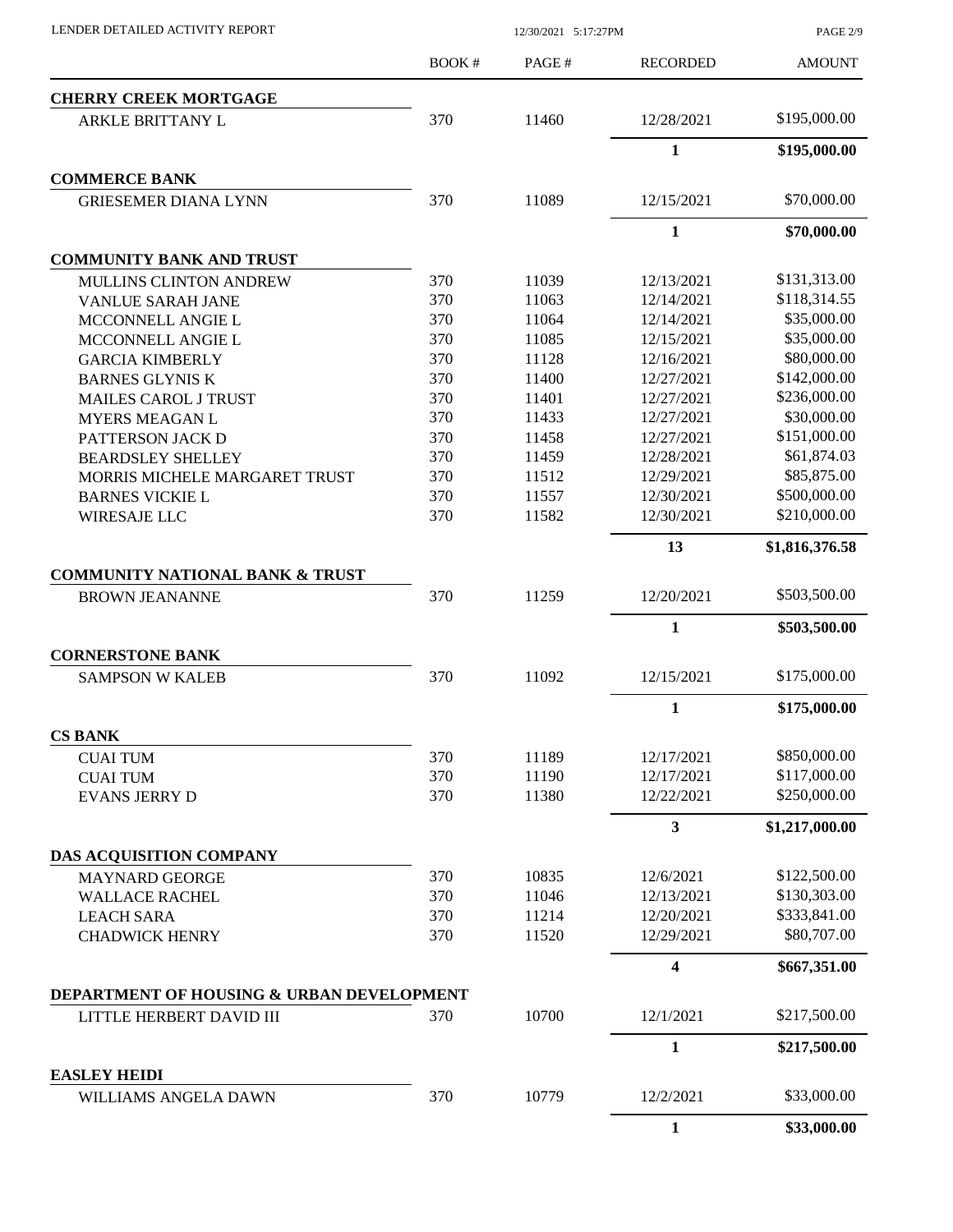| | BOOK # | PAGE # | RECORDED | AMOUNT |
|---|---|---|---|---|
| **CHERRY CREEK MORTGAGE** | | | | |
| ARKLE BRITTANY L | 370 | 11460 | 12/28/2021 | $195,000.00 |
| | | | **1** | **$195,000.00** |
| **COMMERCE BANK** | | | | |
| GRIESEMER DIANA LYNN | 370 | 11089 | 12/15/2021 | $70,000.00 |
| | | | **1** | **$70,000.00** |
| **COMMUNITY BANK AND TRUST** | | | | |
| MULLINS CLINTON ANDREW | 370 | 11039 | 12/13/2021 | $131,313.00 |
| VANLUE SARAH JANE | 370 | 11063 | 12/14/2021 | $118,314.55 |
| MCCONNELL ANGIE L | 370 | 11064 | 12/14/2021 | $35,000.00 |
| MCCONNELL ANGIE L | 370 | 11085 | 12/15/2021 | $35,000.00 |
| GARCIA KIMBERLY | 370 | 11128 | 12/16/2021 | $80,000.00 |
| BARNES GLYNIS K | 370 | 11400 | 12/27/2021 | $142,000.00 |
| MAILES CAROL J TRUST | 370 | 11401 | 12/27/2021 | $236,000.00 |
| MYERS MEAGAN L | 370 | 11433 | 12/27/2021 | $30,000.00 |
| PATTERSON JACK D | 370 | 11458 | 12/27/2021 | $151,000.00 |
| BEARDSLEY SHELLEY | 370 | 11459 | 12/28/2021 | $61,874.03 |
| MORRIS MICHELE MARGARET TRUST | 370 | 11512 | 12/29/2021 | $85,875.00 |
| BARNES VICKIE L | 370 | 11557 | 12/30/2021 | $500,000.00 |
| WIRESAJE LLC | 370 | 11582 | 12/30/2021 | $210,000.00 |
| | | | **13** | **$1,816,376.58** |
| **COMMUNITY NATIONAL BANK & TRUST** | | | | |
| BROWN JEANANNE | 370 | 11259 | 12/20/2021 | $503,500.00 |
| | | | **1** | **$503,500.00** |
| **CORNERSTONE BANK** | | | | |
| SAMPSON W KALEB | 370 | 11092 | 12/15/2021 | $175,000.00 |
| | | | **1** | **$175,000.00** |
| **CS BANK** | | | | |
| CUAI TUM | 370 | 11189 | 12/17/2021 | $850,000.00 |
| CUAI TUM | 370 | 11190 | 12/17/2021 | $117,000.00 |
| EVANS JERRY D | 370 | 11380 | 12/22/2021 | $250,000.00 |
| | | | **3** | **$1,217,000.00** |
| **DAS ACQUISITION COMPANY** | | | | |
| MAYNARD GEORGE | 370 | 10835 | 12/6/2021 | $122,500.00 |
| WALLACE RACHEL | 370 | 11046 | 12/13/2021 | $130,303.00 |
| LEACH SARA | 370 | 11214 | 12/20/2021 | $333,841.00 |
| CHADWICK HENRY | 370 | 11520 | 12/29/2021 | $80,707.00 |
| | | | **4** | **$667,351.00** |
| **DEPARTMENT OF HOUSING & URBAN DEVELOPMENT** | | | | |
| LITTLE HERBERT DAVID III | 370 | 10700 | 12/1/2021 | $217,500.00 |
| | | | **1** | **$217,500.00** |
| **EASLEY HEIDI** | | | | |
| WILLIAMS ANGELA DAWN | 370 | 10779 | 12/2/2021 | $33,000.00 |
| | | | **1** | **$33,000.00** |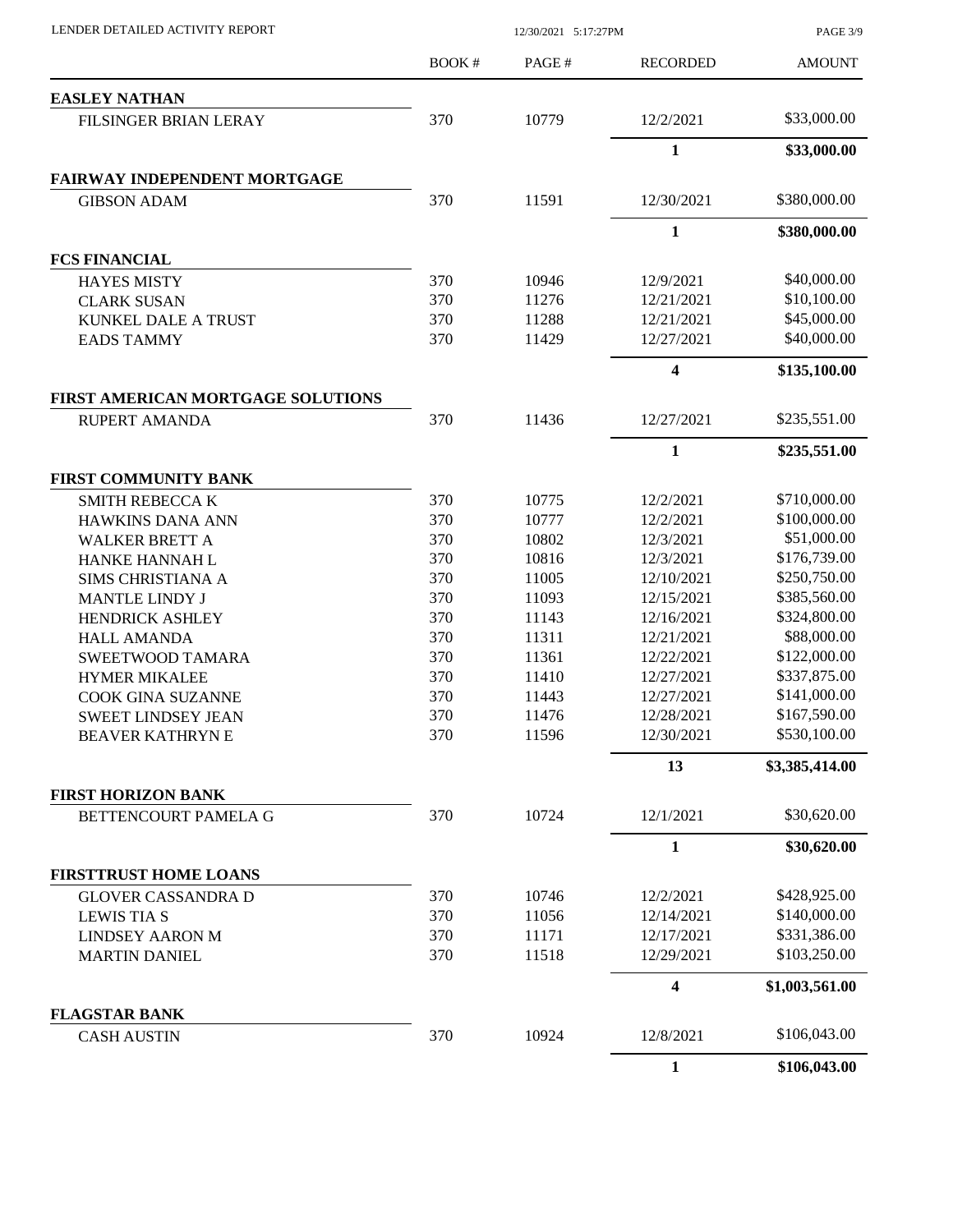| | BOOK # | PAGE # | RECORDED | AMOUNT |
|---|---|---|---|---|
| **EASLEY NATHAN** | | | | |
| FILSINGER BRIAN LERAY | 370 | 10779 | 12/2/2021 | $33,000.00 |
| | | | **1** | **$33,000.00** |
| **FAIRWAY INDEPENDENT MORTGAGE** | | | | |
| GIBSON ADAM | 370 | 11591 | 12/30/2021 | $380,000.00 |
| | | | **1** | **$380,000.00** |
| **FCS FINANCIAL** | | | | |
| HAYES MISTY | 370 | 10946 | 12/9/2021 | $40,000.00 |
| CLARK SUSAN | 370 | 11276 | 12/21/2021 | $10,100.00 |
| KUNKEL DALE A TRUST | 370 | 11288 | 12/21/2021 | $45,000.00 |
| EADS TAMMY | 370 | 11429 | 12/27/2021 | $40,000.00 |
| | | | **4** | **$135,100.00** |
| **FIRST AMERICAN MORTGAGE SOLUTIONS** | | | | |
| RUPERT AMANDA | 370 | 11436 | 12/27/2021 | $235,551.00 |
| | | | **1** | **$235,551.00** |
| **FIRST COMMUNITY BANK** | | | | |
| SMITH REBECCA K | 370 | 10775 | 12/2/2021 | $710,000.00 |
| HAWKINS DANA ANN | 370 | 10777 | 12/2/2021 | $100,000.00 |
| WALKER BRETT A | 370 | 10802 | 12/3/2021 | $51,000.00 |
| HANKE HANNAH L | 370 | 10816 | 12/3/2021 | $176,739.00 |
| SIMS CHRISTIANA A | 370 | 11005 | 12/10/2021 | $250,750.00 |
| MANTLE LINDY J | 370 | 11093 | 12/15/2021 | $385,560.00 |
| HENDRICK ASHLEY | 370 | 11143 | 12/16/2021 | $324,800.00 |
| HALL AMANDA | 370 | 11311 | 12/21/2021 | $88,000.00 |
| SWEETWOOD TAMARA | 370 | 11361 | 12/22/2021 | $122,000.00 |
| HYMER MIKALEE | 370 | 11410 | 12/27/2021 | $337,875.00 |
| COOK GINA SUZANNE | 370 | 11443 | 12/27/2021 | $141,000.00 |
| SWEET LINDSEY JEAN | 370 | 11476 | 12/28/2021 | $167,590.00 |
| BEAVER KATHRYN E | 370 | 11596 | 12/30/2021 | $530,100.00 |
| | | | **13** | **$3,385,414.00** |
| **FIRST HORIZON BANK** | | | | |
| BETTENCOURT PAMELA G | 370 | 10724 | 12/1/2021 | $30,620.00 |
| | | | **1** | **$30,620.00** |
| **FIRSTTRUST HOME LOANS** | | | | |
| GLOVER CASSANDRA D | 370 | 10746 | 12/2/2021 | $428,925.00 |
| LEWIS TIA S | 370 | 11056 | 12/14/2021 | $140,000.00 |
| LINDSEY AARON M | 370 | 11171 | 12/17/2021 | $331,386.00 |
| MARTIN DANIEL | 370 | 11518 | 12/29/2021 | $103,250.00 |
| | | | **4** | **$1,003,561.00** |
| **FLAGSTAR BANK** | | | | |
| CASH AUSTIN | 370 | 10924 | 12/8/2021 | $106,043.00 |
| | | | **1** | **$106,043.00** |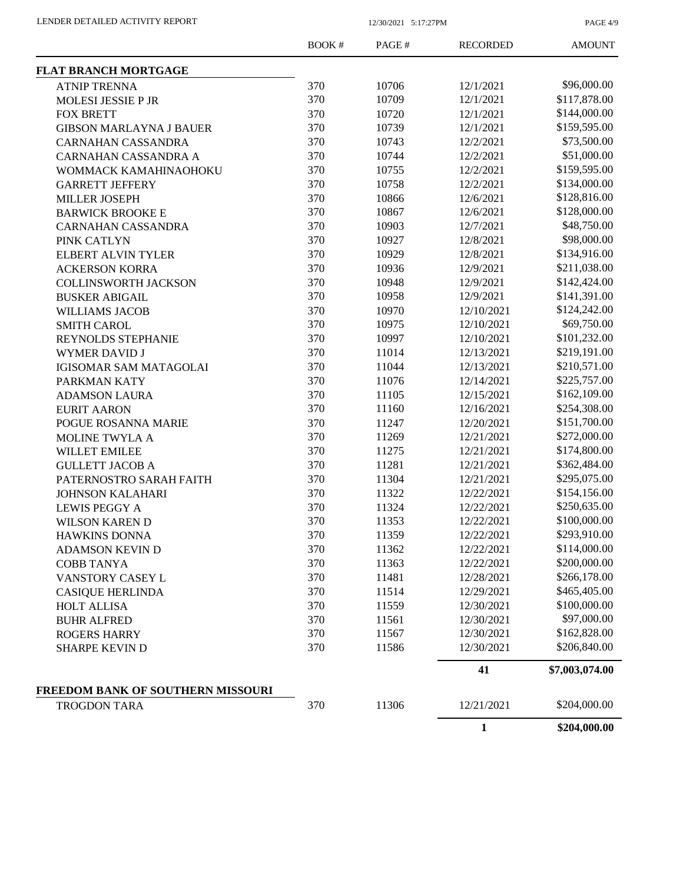| | BOOK # | PAGE # | RECORDED | AMOUNT |
|---|---|---|---|---|
| **FLAT BRANCH MORTGAGE** | | | | |
| ATNIP TRENNA | 370 | 10706 | 12/1/2021 | \$96,000.00 |
| MOLESI JESSIE P JR | 370 | 10709 | 12/1/2021 | \$117,878.00 |
| FOX BRETT | 370 | 10720 | 12/1/2021 | \$144,000.00 |
| GIBSON MARLAYNA J BAUER | 370 | 10739 | 12/1/2021 | \$159,595.00 |
| CARNAHAN CASSANDRA | 370 | 10743 | 12/2/2021 | \$73,500.00 |
| CARNAHAN CASSANDRA A | 370 | 10744 | 12/2/2021 | \$51,000.00 |
| WOMMACK KAMAHINAOHOKU | 370 | 10755 | 12/2/2021 | \$159,595.00 |
| GARRETT JEFFERY | 370 | 10758 | 12/2/2021 | \$134,000.00 |
| MILLER JOSEPH | 370 | 10866 | 12/6/2021 | \$128,816.00 |
| BARWICK BROOKE E | 370 | 10867 | 12/6/2021 | \$128,000.00 |
| CARNAHAN CASSANDRA | 370 | 10903 | 12/7/2021 | \$48,750.00 |
| PINK CATLYN | 370 | 10927 | 12/8/2021 | \$98,000.00 |
| ELBERT ALVIN TYLER | 370 | 10929 | 12/8/2021 | \$134,916.00 |
| ACKERSON KORRA | 370 | 10936 | 12/9/2021 | \$211,038.00 |
| COLLINSWORTH JACKSON | 370 | 10948 | 12/9/2021 | \$142,424.00 |
| BUSKER ABIGAIL | 370 | 10958 | 12/9/2021 | \$141,391.00 |
| WILLIAMS JACOB | 370 | 10970 | 12/10/2021 | \$124,242.00 |
| SMITH CAROL | 370 | 10975 | 12/10/2021 | \$69,750.00 |
| REYNOLDS STEPHANIE | 370 | 10997 | 12/10/2021 | \$101,232.00 |
| WYMER DAVID J | 370 | 11014 | 12/13/2021 | \$219,191.00 |
| IGISOMAR SAM MATAGOLAI | 370 | 11044 | 12/13/2021 | \$210,571.00 |
| PARKMAN KATY | 370 | 11076 | 12/14/2021 | \$225,757.00 |
| ADAMSON LAURA | 370 | 11105 | 12/15/2021 | \$162,109.00 |
| EURIT AARON | 370 | 11160 | 12/16/2021 | \$254,308.00 |
| POGUE ROSANNA MARIE | 370 | 11247 | 12/20/2021 | \$151,700.00 |
| MOLINE TWYLA A | 370 | 11269 | 12/21/2021 | \$272,000.00 |
| WILLET EMILEE | 370 | 11275 | 12/21/2021 | \$174,800.00 |
| GULLETT JACOB A | 370 | 11281 | 12/21/2021 | \$362,484.00 |
| PATERNOSTRO SARAH FAITH | 370 | 11304 | 12/21/2021 | \$295,075.00 |
| JOHNSON KALAHARI | 370 | 11322 | 12/22/2021 | \$154,156.00 |
| LEWIS PEGGY A | 370 | 11324 | 12/22/2021 | \$250,635.00 |
| WILSON KAREN D | 370 | 11353 | 12/22/2021 | \$100,000.00 |
| HAWKINS DONNA | 370 | 11359 | 12/22/2021 | \$293,910.00 |
| ADAMSON KEVIN D | 370 | 11362 | 12/22/2021 | \$114,000.00 |
| COBB TANYA | 370 | 11363 | 12/22/2021 | \$200,000.00 |
| VANSTORY CASEY L | 370 | 11481 | 12/28/2021 | \$266,178.00 |
| CASIQUE HERLINDA | 370 | 11514 | 12/29/2021 | \$465,405.00 |
| HOLT ALLISA | 370 | 11559 | 12/30/2021 | \$100,000.00 |
| BUHR ALFRED | 370 | 11561 | 12/30/2021 | \$97,000.00 |
| ROGERS HARRY | 370 | 11567 | 12/30/2021 | \$162,828.00 |
| SHARPE KEVIN D | 370 | 11586 | 12/30/2021 | \$206,840.00 |
| | | | **41** | **\$7,003,074.00** |
| **FREEDOM BANK OF SOUTHERN MISSOURI** | | | | |
| TROGDON TARA | 370 | 11306 | 12/21/2021 | \$204,000.00 |
| | | | **1** | **\$204,000.00** |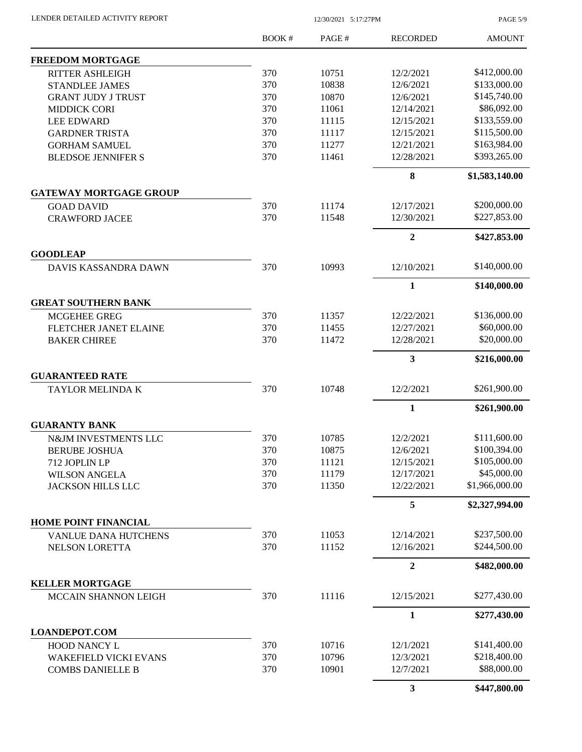| | BOOK # | PAGE # | RECORDED | AMOUNT |
|---|---|---|---|---|
| **FREEDOM MORTGAGE** | | | | |
| RITTER ASHLEIGH | 370 | 10751 | 12/2/2021 | \$412,000.00 |
| STANDLEE JAMES | 370 | 10838 | 12/6/2021 | \$133,000.00 |
| GRANT JUDY J TRUST | 370 | 10870 | 12/6/2021 | \$145,740.00 |
| MIDDICK CORI | 370 | 11061 | 12/14/2021 | \$86,092.00 |
| LEE EDWARD | 370 | 11115 | 12/15/2021 | \$133,559.00 |
| GARDNER TRISTA | 370 | 11117 | 12/15/2021 | \$115,500.00 |
| GORHAM SAMUEL | 370 | 11277 | 12/21/2021 | \$163,984.00 |
| BLEDSOE JENNIFER S | 370 | 11461 | 12/28/2021 | \$393,265.00 |
| | | | **8** | **\$1,583,140.00** |
| **GATEWAY MORTGAGE GROUP** | | | | |
| GOAD DAVID | 370 | 11174 | 12/17/2021 | \$200,000.00 |
| CRAWFORD JACEE | 370 | 11548 | 12/30/2021 | \$227,853.00 |
| | | | **2** | **\$427,853.00** |
| **GOODLEAP** | | | | |
| DAVIS KASSANDRA DAWN | 370 | 10993 | 12/10/2021 | \$140,000.00 |
| | | | **1** | **\$140,000.00** |
| **GREAT SOUTHERN BANK** | | | | |
| MCGEHEE GREG | 370 | 11357 | 12/22/2021 | \$136,000.00 |
| FLETCHER JANET ELAINE | 370 | 11455 | 12/27/2021 | \$60,000.00 |
| BAKER CHIREE | 370 | 11472 | 12/28/2021 | \$20,000.00 |
| | | | **3** | **\$216,000.00** |
| **GUARANTEED RATE** | | | | |
| TAYLOR MELINDA K | 370 | 10748 | 12/2/2021 | \$261,900.00 |
| | | | **1** | **\$261,900.00** |
| **GUARANTY BANK** | | | | |
| N&JM INVESTMENTS LLC | 370 | 10785 | 12/2/2021 | \$111,600.00 |
| BERUBE JOSHUA | 370 | 10875 | 12/6/2021 | \$100,394.00 |
| 712 JOPLIN LP | 370 | 11121 | 12/15/2021 | \$105,000.00 |
| WILSON ANGELA | 370 | 11179 | 12/17/2021 | \$45,000.00 |
| JACKSON HILLS LLC | 370 | 11350 | 12/22/2021 | \$1,966,000.00 |
| | | | **5** | **\$2,327,994.00** |
| **HOME POINT FINANCIAL** | | | | |
| VANLUE DANA HUTCHENS | 370 | 11053 | 12/14/2021 | \$237,500.00 |
| NELSON LORETTA | 370 | 11152 | 12/16/2021 | \$244,500.00 |
| | | | **2** | **\$482,000.00** |
| **KELLER MORTGAGE** | | | | |
| MCCAIN SHANNON LEIGH | 370 | 11116 | 12/15/2021 | \$277,430.00 |
| | | | **1** | **\$277,430.00** |
| **LOANDEPOT.COM** | | | | |
| HOOD NANCY L | 370 | 10716 | 12/1/2021 | \$141,400.00 |
| WAKEFIELD VICKI EVANS | 370 | 10796 | 12/3/2021 | \$218,400.00 |
| COMBS DANIELLE B | 370 | 10901 | 12/7/2021 | \$88,000.00 |
| | | | **3** | **\$447,800.00** |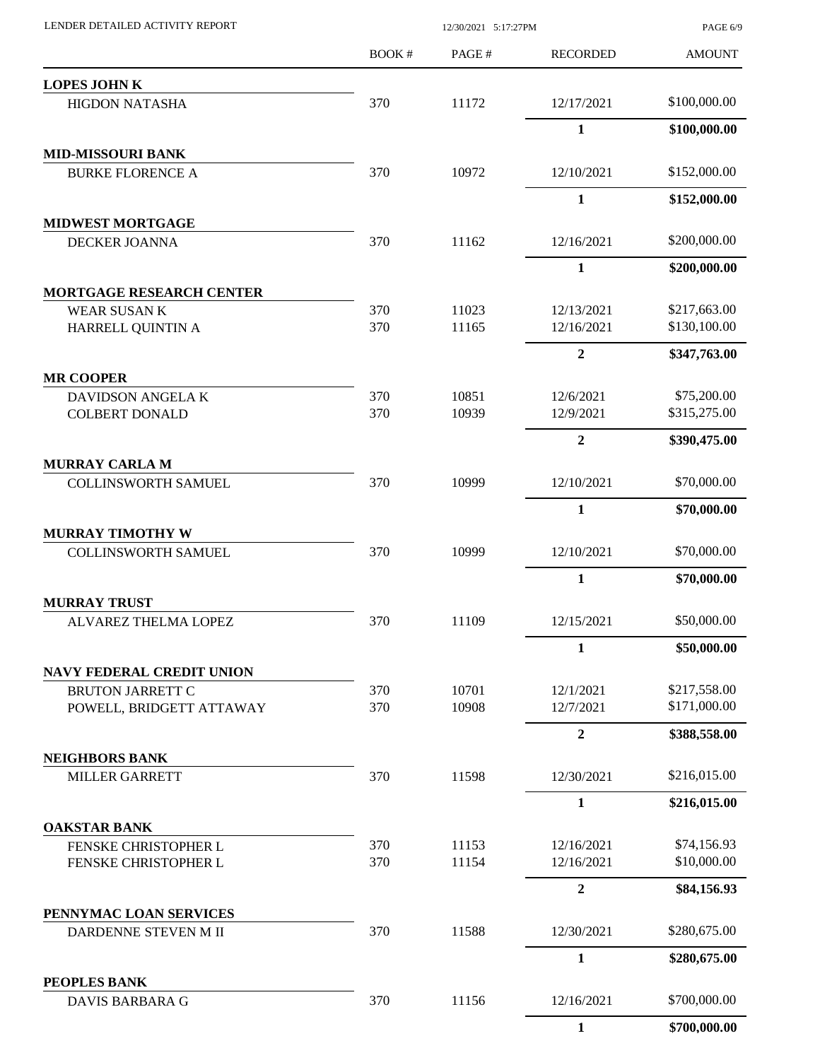LENDER DETAILED ACTIVITY REPORT

| | BOOK # | PAGE # | RECORDED | AMOUNT |
|---|---|---|---|---|
| **LOPES JOHN K** | | | | |
| HIGDON NATASHA | 370 | 11172 | 12/17/2021 | \$100,000.00 |
| | | | **1** | **\$100,000.00** |
| **MID-MISSOURI BANK** | | | | |
| BURKE FLORENCE A | 370 | 10972 | 12/10/2021 | \$152,000.00 |
| | | | **1** | **\$152,000.00** |
| **MIDWEST MORTGAGE** | | | | |
| DECKER JOANNA | 370 | 11162 | 12/16/2021 | \$200,000.00 |
| | | | **1** | **\$200,000.00** |
| **MORTGAGE RESEARCH CENTER** | | | | |
| WEAR SUSAN K | 370 | 11023 | 12/13/2021 | \$217,663.00 |
| HARRELL QUINTIN A | 370 | 11165 | 12/16/2021 | \$130,100.00 |
| | | | **2** | **\$347,763.00** |
| **MR COOPER** | | | | |
| DAVIDSON ANGELA K | 370 | 10851 | 12/6/2021 | \$75,200.00 |
| COLBERT DONALD | 370 | 10939 | 12/9/2021 | \$315,275.00 |
| | | | **2** | **\$390,475.00** |
| **MURRAY CARLA M** | | | | |
| COLLINSWORTH SAMUEL | 370 | 10999 | 12/10/2021 | \$70,000.00 |
| | | | **1** | **\$70,000.00** |
| **MURRAY TIMOTHY W** | | | | |
| COLLINSWORTH SAMUEL | 370 | 10999 | 12/10/2021 | \$70,000.00 |
| | | | **1** | **\$70,000.00** |
| **MURRAY TRUST** | | | | |
| ALVAREZ THELMA LOPEZ | 370 | 11109 | 12/15/2021 | \$50,000.00 |
| | | | **1** | **\$50,000.00** |
| **NAVY FEDERAL CREDIT UNION** | | | | |
| BRUTON JARRETT C | 370 | 10701 | 12/1/2021 | \$217,558.00 |
| POWELL, BRIDGETT ATTAWAY | 370 | 10908 | 12/7/2021 | \$171,000.00 |
| | | | **2** | **\$388,558.00** |
| **NEIGHBORS BANK** | | | | |
| MILLER GARRETT | 370 | 11598 | 12/30/2021 | \$216,015.00 |
| | | | **1** | **\$216,015.00** |
| **OAKSTAR BANK** | | | | |
| FENSKE CHRISTOPHER L | 370 | 11153 | 12/16/2021 | \$74,156.93 |
| FENSKE CHRISTOPHER L | 370 | 11154 | 12/16/2021 | \$10,000.00 |
| | | | **2** | **\$84,156.93** |
| **PENNYMAC LOAN SERVICES** | | | | |
| DARDENNE STEVEN M II | 370 | 11588 | 12/30/2021 | \$280,675.00 |
| | | | **1** | **\$280,675.00** |
| **PEOPLES BANK** | | | | |
| DAVIS BARBARA G | 370 | 11156 | 12/16/2021 | \$700,000.00 |
| | | | **1** | **\$700,000.00** |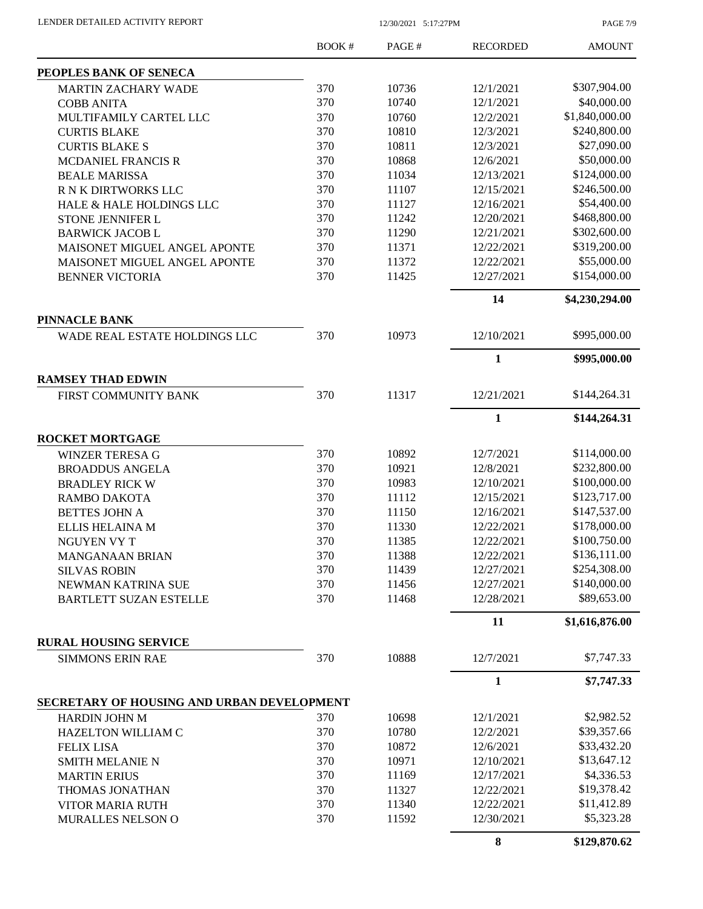| | BOOK # | PAGE # | RECORDED | AMOUNT |
|---|---|---|---|---|
| **PEOPLES BANK OF SENECA** | | | | |
| MARTIN ZACHARY WADE | 370 | 10736 | 12/1/2021 | \$307,904.00 |
| COBB ANITA | 370 | 10740 | 12/1/2021 | \$40,000.00 |
| MULTIFAMILY CARTEL LLC | 370 | 10760 | 12/2/2021 | \$1,840,000.00 |
| CURTIS BLAKE | 370 | 10810 | 12/3/2021 | \$240,800.00 |
| CURTIS BLAKE S | 370 | 10811 | 12/3/2021 | \$27,090.00 |
| MCDANIEL FRANCIS R | 370 | 10868 | 12/6/2021 | \$50,000.00 |
| BEALE MARISSA | 370 | 11034 | 12/13/2021 | \$124,000.00 |
| R N K DIRTWORKS LLC | 370 | 11107 | 12/15/2021 | \$246,500.00 |
| HALE & HALE HOLDINGS LLC | 370 | 11127 | 12/16/2021 | \$54,400.00 |
| STONE JENNIFER L | 370 | 11242 | 12/20/2021 | \$468,800.00 |
| BARWICK JACOB L | 370 | 11290 | 12/21/2021 | \$302,600.00 |
| MAISONET MIGUEL ANGEL APONTE | 370 | 11371 | 12/22/2021 | \$319,200.00 |
| MAISONET MIGUEL ANGEL APONTE | 370 | 11372 | 12/22/2021 | \$55,000.00 |
| BENNER VICTORIA | 370 | 11425 | 12/27/2021 | \$154,000.00 |
| | | | **14** | **\$4,230,294.00** |
| **PINNACLE BANK** | | | | |
| WADE REAL ESTATE HOLDINGS LLC | 370 | 10973 | 12/10/2021 | \$995,000.00 |
| | | | **1** | **\$995,000.00** |
| **RAMSEY THAD EDWIN** | | | | |
| FIRST COMMUNITY BANK | 370 | 11317 | 12/21/2021 | \$144,264.31 |
| | | | **1** | **\$144,264.31** |
| **ROCKET MORTGAGE** | | | | |
| WINZER TERESA G | 370 | 10892 | 12/7/2021 | \$114,000.00 |
| BROADDUS ANGELA | 370 | 10921 | 12/8/2021 | \$232,800.00 |
| BRADLEY RICK W | 370 | 10983 | 12/10/2021 | \$100,000.00 |
| RAMBO DAKOTA | 370 | 11112 | 12/15/2021 | \$123,717.00 |
| BETTES JOHN A | 370 | 11150 | 12/16/2021 | \$147,537.00 |
| ELLIS HELAINA M | 370 | 11330 | 12/22/2021 | \$178,000.00 |
| NGUYEN VY T | 370 | 11385 | 12/22/2021 | \$100,750.00 |
| MANGANAAN BRIAN | 370 | 11388 | 12/22/2021 | \$136,111.00 |
| SILVAS ROBIN | 370 | 11439 | 12/27/2021 | \$254,308.00 |
| NEWMAN KATRINA SUE | 370 | 11456 | 12/27/2021 | \$140,000.00 |
| BARTLETT SUZAN ESTELLE | 370 | 11468 | 12/28/2021 | \$89,653.00 |
| | | | **11** | **\$1,616,876.00** |
| **RURAL HOUSING SERVICE** | | | | |
| SIMMONS ERIN RAE | 370 | 10888 | 12/7/2021 | \$7,747.33 |
| | | | **1** | **\$7,747.33** |
| **SECRETARY OF HOUSING AND URBAN DEVELOPMENT** | | | | |
| HARDIN JOHN M | 370 | 10698 | 12/1/2021 | \$2,982.52 |
| HAZELTON WILLIAM C | 370 | 10780 | 12/2/2021 | \$39,357.66 |
| FELIX LISA | 370 | 10872 | 12/6/2021 | \$33,432.20 |
| SMITH MELANIE N | 370 | 10971 | 12/10/2021 | \$13,647.12 |
| MARTIN ERIUS | 370 | 11169 | 12/17/2021 | \$4,336.53 |
| THOMAS JONATHAN | 370 | 11327 | 12/22/2021 | \$19,378.42 |
| VITOR MARIA RUTH | 370 | 11340 | 12/22/2021 | \$11,412.89 |
| MURALLES NELSON O | 370 | 11592 | 12/30/2021 | \$5,323.28 |
| | | | **8** | **\$129,870.62** |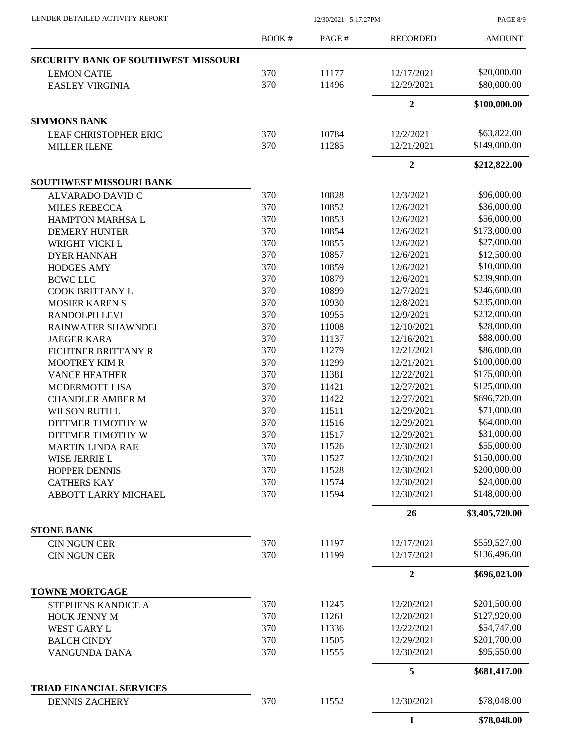| | BOOK # | PAGE # | RECORDED | AMOUNT |
|---|---|---|---|---|
| **SECURITY BANK OF SOUTHWEST MISSOURI** | | | | |
| LEMON CATIE | 370 | 11177 | 12/17/2021 | \$20,000.00 |
| EASLEY VIRGINIA | 370 | 11496 | 12/29/2021 | \$80,000.00 |
| | | | **2** | **\$100,000.00** |
| **SIMMONS BANK** | | | | |
| LEAF CHRISTOPHER ERIC | 370 | 10784 | 12/2/2021 | \$63,822.00 |
| MILLER ILENE | 370 | 11285 | 12/21/2021 | \$149,000.00 |
| | | | **2** | **\$212,822.00** |
| **SOUTHWEST MISSOURI BANK** | | | | |
| ALVARADO DAVID C | 370 | 10828 | 12/3/2021 | \$96,000.00 |
| MILES REBECCA | 370 | 10852 | 12/6/2021 | \$36,000.00 |
| HAMPTON MARHSA L | 370 | 10853 | 12/6/2021 | \$56,000.00 |
| DEMERY HUNTER | 370 | 10854 | 12/6/2021 | \$173,000.00 |
| WRIGHT VICKI L | 370 | 10855 | 12/6/2021 | \$27,000.00 |
| DYER HANNAH | 370 | 10857 | 12/6/2021 | \$12,500.00 |
| HODGES AMY | 370 | 10859 | 12/6/2021 | \$10,000.00 |
| BCWC LLC | 370 | 10879 | 12/6/2021 | \$239,900.00 |
| COOK BRITTANY L | 370 | 10899 | 12/7/2021 | \$246,600.00 |
| MOSIER KAREN S | 370 | 10930 | 12/8/2021 | \$235,000.00 |
| RANDOLPH LEVI | 370 | 10955 | 12/9/2021 | \$232,000.00 |
| RAINWATER SHAWNDEL | 370 | 11008 | 12/10/2021 | \$28,000.00 |
| JAEGER KARA | 370 | 11137 | 12/16/2021 | \$88,000.00 |
| FICHTNER BRITTANY R | 370 | 11279 | 12/21/2021 | \$86,000.00 |
| MOOTREY KIM R | 370 | 11299 | 12/21/2021 | \$100,000.00 |
| VANCE HEATHER | 370 | 11381 | 12/22/2021 | \$175,000.00 |
| MCDERMOTT LISA | 370 | 11421 | 12/27/2021 | \$125,000.00 |
| CHANDLER AMBER M | 370 | 11422 | 12/27/2021 | \$696,720.00 |
| WILSON RUTH L | 370 | 11511 | 12/29/2021 | \$71,000.00 |
| DITTMER TIMOTHY W | 370 | 11516 | 12/29/2021 | \$64,000.00 |
| DITTMER TIMOTHY W | 370 | 11517 | 12/29/2021 | \$31,000.00 |
| MARTIN LINDA RAE | 370 | 11526 | 12/30/2021 | \$55,000.00 |
| WISE JERRIE L | 370 | 11527 | 12/30/2021 | \$150,000.00 |
| HOPPER DENNIS | 370 | 11528 | 12/30/2021 | \$200,000.00 |
| CATHERS KAY | 370 | 11574 | 12/30/2021 | \$24,000.00 |
| ABBOTT LARRY MICHAEL | 370 | 11594 | 12/30/2021 | \$148,000.00 |
| | | | **26** | **\$3,405,720.00** |
| **STONE BANK** | | | | |
| CIN NGUN CER | 370 | 11197 | 12/17/2021 | \$559,527.00 |
| CIN NGUN CER | 370 | 11199 | 12/17/2021 | \$136,496.00 |
| | | | **2** | **\$696,023.00** |
| **TOWNE MORTGAGE** | | | | |
| STEPHENS KANDICE A | 370 | 11245 | 12/20/2021 | \$201,500.00 |
| HOUK JENNY M | 370 | 11261 | 12/20/2021 | \$127,920.00 |
| WEST GARY L | 370 | 11336 | 12/22/2021 | \$54,747.00 |
| BALCH CINDY | 370 | 11505 | 12/29/2021 | \$201,700.00 |
| VANGUNDA DANA | 370 | 11555 | 12/30/2021 | \$95,550.00 |
| | | | **5** | **\$681,417.00** |
| **TRIAD FINANCIAL SERVICES** | | | | |
| DENNIS ZACHERY | 370 | 11552 | 12/30/2021 | \$78,048.00 |
| | | | **1** | **\$78,048.00** |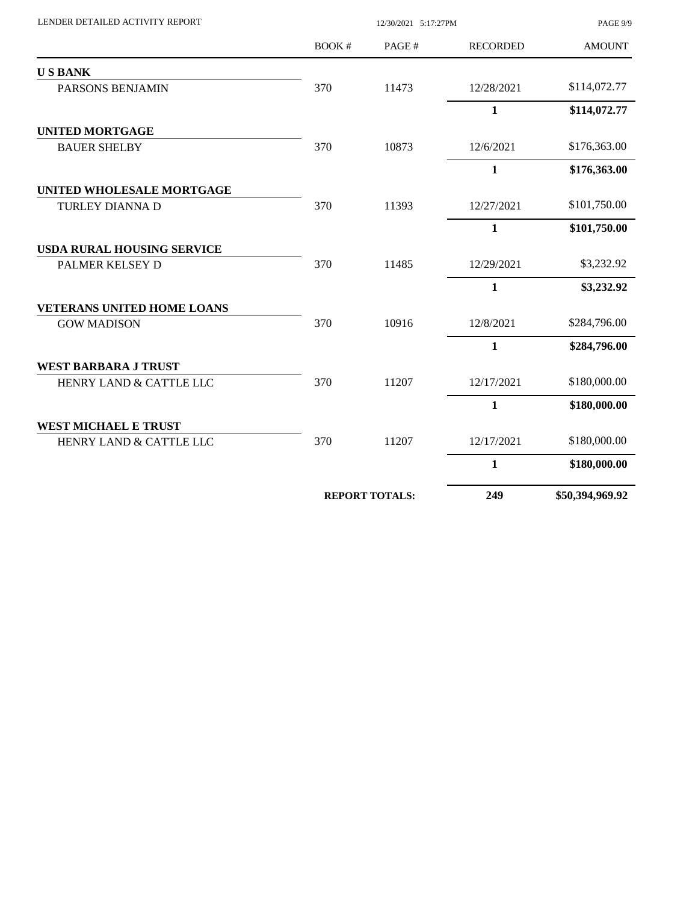| | BOOK # | PAGE # | RECORDED | AMOUNT |
|---|---|---|---|---|
| **U S BANK** | | | | |
| PARSONS BENJAMIN | 370 | 11473 | 12/28/2021 | $114,072.77 |
| | | | **1** | **$114,072.77** |
| **UNITED MORTGAGE** | | | | |
| BAUER SHELBY | 370 | 10873 | 12/6/2021 | $176,363.00 |
| | | | **1** | **$176,363.00** |
| **UNITED WHOLESALE MORTGAGE** | | | | |
| TURLEY DIANNA D | 370 | 11393 | 12/27/2021 | $101,750.00 |
| | | | **1** | **$101,750.00** |
| **USDA RURAL HOUSING SERVICE** | | | | |
| PALMER KELSEY D | 370 | 11485 | 12/29/2021 | $3,232.92 |
| | | | **1** | **$3,232.92** |
| **VETERANS UNITED HOME LOANS** | | | | |
| GOW MADISON | 370 | 10916 | 12/8/2021 | $284,796.00 |
| | | | **1** | **$284,796.00** |
| **WEST BARBARA J TRUST** | | | | |
| HENRY LAND & CATTLE LLC | 370 | 11207 | 12/17/2021 | $180,000.00 |
| | | | **1** | **$180,000.00** |
| **WEST MICHAEL E TRUST** | | | | |
| HENRY LAND & CATTLE LLC | 370 | 11207 | 12/17/2021 | $180,000.00 |
| | | | **1** | **$180,000.00** |
| | **REPORT TOTALS:** | | **249** | **$50,394,969.92** |